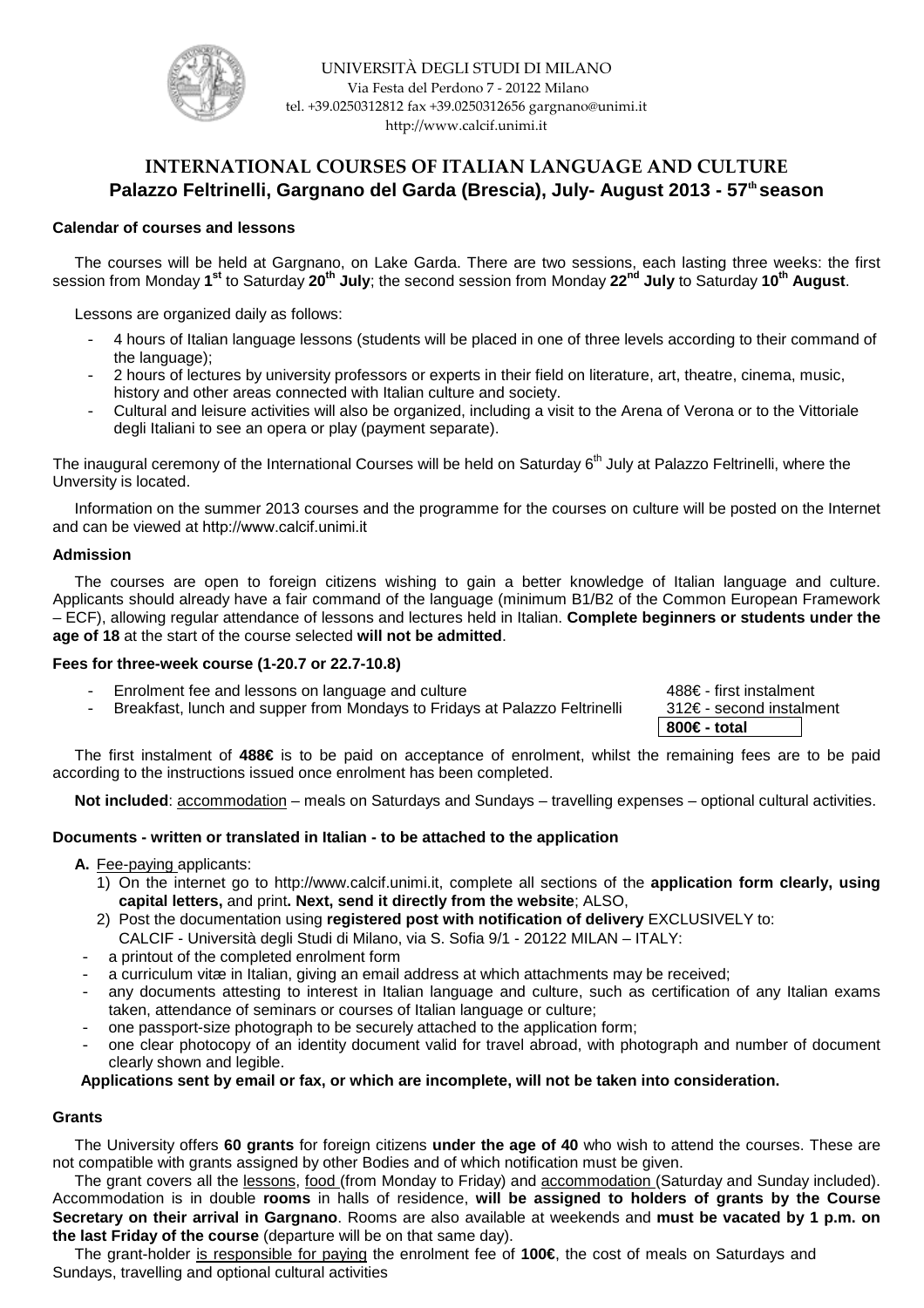UNIVERSITÀ DEGLI STUDI DI MILANO
Via Festa del Perdono 7 - 20122 Milano
tel. +39.0250312812 fax +39.0250312656 gargnano@unimi.it
http://www.calcif.unimi.it

# INTERNATIONAL COURSES OF ITALIAN LANGUAGE AND CULTURE
## Palazzo Feltrinelli, Gargnano del Garda (Brescia), July- August 2013 - 57th season

### Calendar of courses and lessons

The courses will be held at Gargnano, on Lake Garda. There are two sessions, each lasting three weeks: the first session from Monday **1st** to Saturday **20th July**; the second session from Monday **22nd July** to Saturday **10th August**.

Lessons are organized daily as follows:

- 4 hours of Italian language lessons (students will be placed in one of three levels according to their command of the language);
- 2 hours of lectures by university professors or experts in their field on literature, art, theatre, cinema, music, history and other areas connected with Italian culture and society.
- Cultural and leisure activities will also be organized, including a visit to the Arena of Verona or to the Vittoriale degli Italiani to see an opera or play (payment separate).

The inaugural ceremony of the International Courses will be held on Saturday 6th July at Palazzo Feltrinelli, where the Unversity is located.

Information on the summer 2013 courses and the programme for the courses on culture will be posted on the Internet and can be viewed at http://www.calcif.unimi.it

### Admission

The courses are open to foreign citizens wishing to gain a better knowledge of Italian language and culture. Applicants should already have a fair command of the language (minimum B1/B2 of the Common European Framework – ECF), allowing regular attendance of lessons and lectures held in Italian. **Complete beginners or students under the age of 18** at the start of the course selected **will not be admitted**.

### Fees for three-week course (1-20.7 or 22.7-10.8)

| | |
|---|---|
| - Enrolment fee and lessons on language and culture | 488€ - first instalment |
| - Breakfast, lunch and supper from Mondays to Fridays at Palazzo Feltrinelli | 312€ - second instalment |
| | **800€ - total** |

The first instalment of **488€** is to be paid on acceptance of enrolment, whilst the remaining fees are to be paid according to the instructions issued once enrolment has been completed.

**Not included**: accommodation – meals on Saturdays and Sundays – travelling expenses – optional cultural activities.

### Documents - written or translated in Italian - to be attached to the application

**A.** Fee-paying applicants:

1) On the internet go to http://www.calcif.unimi.it, complete all sections of the **application form clearly, using capital letters,** and print**. Next, send it directly from the website**; ALSO,
2) Post the documentation using **registered post with notification of delivery** EXCLUSIVELY to: CALCIF - Università degli Studi di Milano, via S. Sofia 9/1 - 20122 MILAN – ITALY:

- a printout of the completed enrolment form
- a curriculum vitæ in Italian, giving an email address at which attachments may be received;
- any documents attesting to interest in Italian language and culture, such as certification of any Italian exams taken, attendance of seminars or courses of Italian language or culture;
- one passport-size photograph to be securely attached to the application form;
- one clear photocopy of an identity document valid for travel abroad, with photograph and number of document clearly shown and legible.

**Applications sent by email or fax, or which are incomplete, will not be taken into consideration.**

### Grants

The University offers **60 grants** for foreign citizens **under the age of 40** who wish to attend the courses. These are not compatible with grants assigned by other Bodies and of which notification must be given.

The grant covers all the lessons, food (from Monday to Friday) and accommodation (Saturday and Sunday included). Accommodation is in double **rooms** in halls of residence, **will be assigned to holders of grants by the Course Secretary on their arrival in Gargnano**. Rooms are also available at weekends and **must be vacated by 1 p.m. on the last Friday of the course** (departure will be on that same day).

The grant-holder is responsible for paying the enrolment fee of **100€**, the cost of meals on Saturdays and Sundays, travelling and optional cultural activities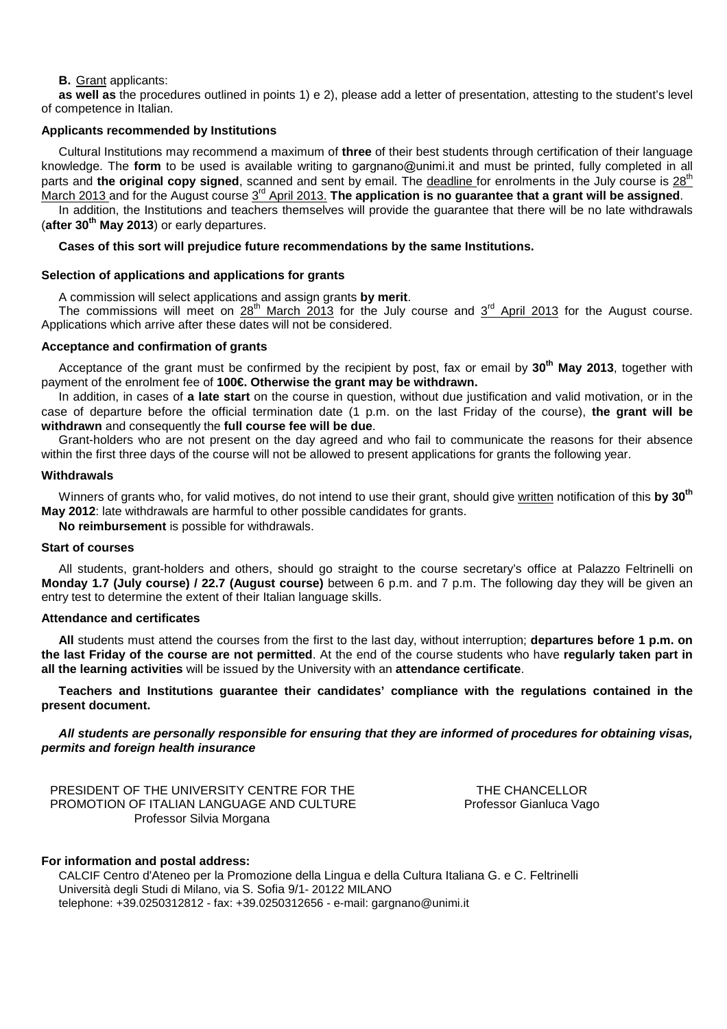**B.** Grant applicants:

**as well as** the procedures outlined in points 1) e 2), please add a letter of presentation, attesting to the student's level of competence in Italian.

**Applicants recommended by Institutions**

Cultural Institutions may recommend a maximum of **three** of their best students through certification of their language knowledge. The **form** to be used is available writing to gargnano@unimi.it and must be printed, fully completed in all parts and **the original copy signed**, scanned and sent by email. The deadline for enrolments in the July course is 28th March 2013 and for the August course 3rd April 2013. **The application is no guarantee that a grant will be assigned**.

In addition, the Institutions and teachers themselves will provide the guarantee that there will be no late withdrawals (**after 30th May 2013**) or early departures.

**Cases of this sort will prejudice future recommendations by the same Institutions.**

**Selection of applications and applications for grants**

A commission will select applications and assign grants **by merit**.

The commissions will meet on 28th March 2013 for the July course and 3rd April 2013 for the August course. Applications which arrive after these dates will not be considered.

**Acceptance and confirmation of grants**

Acceptance of the grant must be confirmed by the recipient by post, fax or email by **30th May 2013**, together with payment of the enrolment fee of **100€. Otherwise the grant may be withdrawn.**

In addition, in cases of **a late start** on the course in question, without due justification and valid motivation, or in the case of departure before the official termination date (1 p.m. on the last Friday of the course), **the grant will be withdrawn** and consequently the **full course fee will be due**.

Grant-holders who are not present on the day agreed and who fail to communicate the reasons for their absence within the first three days of the course will not be allowed to present applications for grants the following year.

**Withdrawals**

Winners of grants who, for valid motives, do not intend to use their grant, should give written notification of this **by 30th May 2012**: late withdrawals are harmful to other possible candidates for grants.

**No reimbursement** is possible for withdrawals.

**Start of courses**

All students, grant-holders and others, should go straight to the course secretary's office at Palazzo Feltrinelli on **Monday 1.7 (July course) / 22.7 (August course)** between 6 p.m. and 7 p.m. The following day they will be given an entry test to determine the extent of their Italian language skills.

**Attendance and certificates**

**All** students must attend the courses from the first to the last day, without interruption; **departures before 1 p.m. on the last Friday of the course are not permitted**. At the end of the course students who have **regularly taken part in all the learning activities** will be issued by the University with an **attendance certificate**.

**Teachers and Institutions guarantee their candidates' compliance with the regulations contained in the present document.**

***All students are personally responsible for ensuring that they are informed of procedures for obtaining visas, permits and foreign health insurance***

PRESIDENT OF THE UNIVERSITY CENTRE FOR THE PROMOTION OF ITALIAN LANGUAGE AND CULTURE
Professor Silvia Morgana

THE CHANCELLOR
Professor Gianluca Vago

**For information and postal address:**

CALCIF Centro d'Ateneo per la Promozione della Lingua e della Cultura Italiana G. e C. Feltrinelli
Università degli Studi di Milano, via S. Sofia 9/1- 20122 MILANO
telephone: +39.0250312812 - fax: +39.0250312656 - e-mail: gargnano@unimi.it